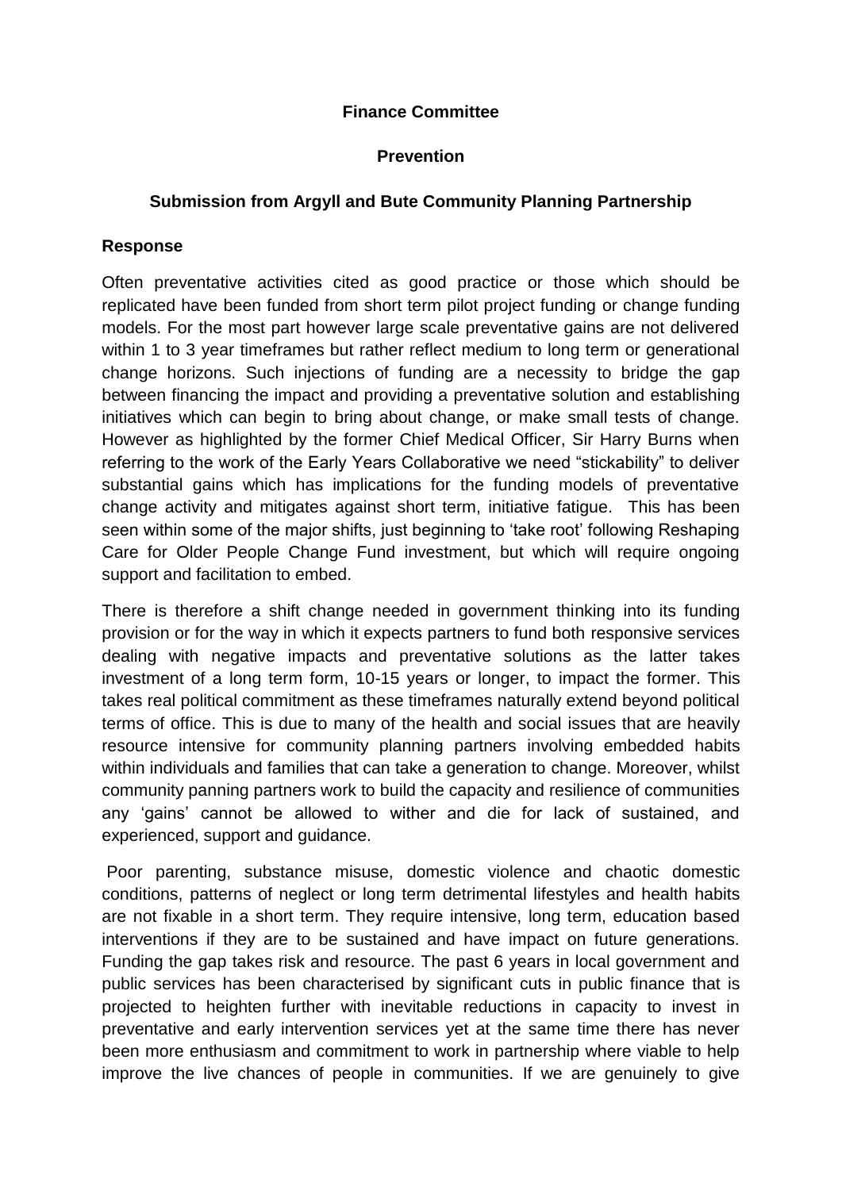**Finance Committee**

**Prevention**

**Submission from Argyll and Bute Community Planning Partnership**

**Response**

Often preventative activities cited as good practice or those which should be replicated have been funded from short term pilot project funding or change funding models. For the most part however large scale preventative gains are not delivered within 1 to 3 year timeframes but rather reflect medium to long term or generational change horizons. Such injections of funding are a necessity to bridge the gap between financing the impact and providing a preventative solution and establishing initiatives which can begin to bring about change, or make small tests of change. However as highlighted by the former Chief Medical Officer, Sir Harry Burns when referring to the work of the Early Years Collaborative we need "stickability" to deliver substantial gains which has implications for the funding models of preventative change activity and mitigates against short term, initiative fatigue. This has been seen within some of the major shifts, just beginning to 'take root' following Reshaping Care for Older People Change Fund investment, but which will require ongoing support and facilitation to embed.

There is therefore a shift change needed in government thinking into its funding provision or for the way in which it expects partners to fund both responsive services dealing with negative impacts and preventative solutions as the latter takes investment of a long term form, 10-15 years or longer, to impact the former. This takes real political commitment as these timeframes naturally extend beyond political terms of office. This is due to many of the health and social issues that are heavily resource intensive for community planning partners involving embedded habits within individuals and families that can take a generation to change. Moreover, whilst community panning partners work to build the capacity and resilience of communities any 'gains' cannot be allowed to wither and die for lack of sustained, and experienced, support and guidance.

Poor parenting, substance misuse, domestic violence and chaotic domestic conditions, patterns of neglect or long term detrimental lifestyles and health habits are not fixable in a short term. They require intensive, long term, education based interventions if they are to be sustained and have impact on future generations. Funding the gap takes risk and resource. The past 6 years in local government and public services has been characterised by significant cuts in public finance that is projected to heighten further with inevitable reductions in capacity to invest in preventative and early intervention services yet at the same time there has never been more enthusiasm and commitment to work in partnership where viable to help improve the live chances of people in communities. If we are genuinely to give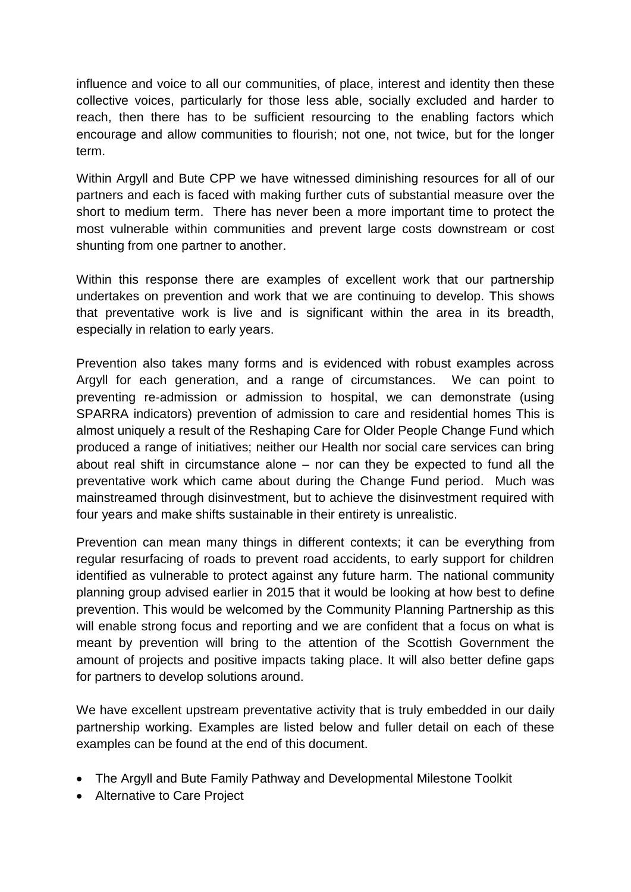influence and voice to all our communities, of place, interest and identity then these collective voices, particularly for those less able, socially excluded and harder to reach, then there has to be sufficient resourcing to the enabling factors which encourage and allow communities to flourish; not one, not twice, but for the longer term.

Within Argyll and Bute CPP we have witnessed diminishing resources for all of our partners and each is faced with making further cuts of substantial measure over the short to medium term. There has never been a more important time to protect the most vulnerable within communities and prevent large costs downstream or cost shunting from one partner to another.

Within this response there are examples of excellent work that our partnership undertakes on prevention and work that we are continuing to develop. This shows that preventative work is live and is significant within the area in its breadth, especially in relation to early years.

Prevention also takes many forms and is evidenced with robust examples across Argyll for each generation, and a range of circumstances. We can point to preventing re-admission or admission to hospital, we can demonstrate (using SPARRA indicators) prevention of admission to care and residential homes This is almost uniquely a result of the Reshaping Care for Older People Change Fund which produced a range of initiatives; neither our Health nor social care services can bring about real shift in circumstance alone – nor can they be expected to fund all the preventative work which came about during the Change Fund period. Much was mainstreamed through disinvestment, but to achieve the disinvestment required with four years and make shifts sustainable in their entirety is unrealistic.

Prevention can mean many things in different contexts; it can be everything from regular resurfacing of roads to prevent road accidents, to early support for children identified as vulnerable to protect against any future harm. The national community planning group advised earlier in 2015 that it would be looking at how best to define prevention. This would be welcomed by the Community Planning Partnership as this will enable strong focus and reporting and we are confident that a focus on what is meant by prevention will bring to the attention of the Scottish Government the amount of projects and positive impacts taking place. It will also better define gaps for partners to develop solutions around.

We have excellent upstream preventative activity that is truly embedded in our daily partnership working. Examples are listed below and fuller detail on each of these examples can be found at the end of this document.

- The Argyll and Bute Family Pathway and Developmental Milestone Toolkit
- Alternative to Care Project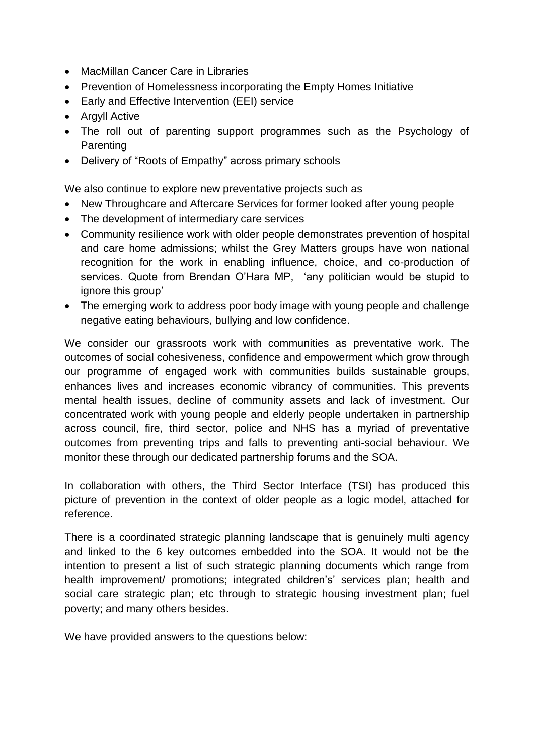- MacMillan Cancer Care in Libraries
- Prevention of Homelessness incorporating the Empty Homes Initiative
- Early and Effective Intervention (EEI) service
- Argyll Active
- The roll out of parenting support programmes such as the Psychology of Parenting
- Delivery of "Roots of Empathy" across primary schools

We also continue to explore new preventative projects such as

- New Throughcare and Aftercare Services for former looked after young people
- The development of intermediary care services
- Community resilience work with older people demonstrates prevention of hospital and care home admissions; whilst the Grey Matters groups have won national recognition for the work in enabling influence, choice, and co-production of services. Quote from Brendan O'Hara MP, 'any politician would be stupid to ignore this group'
- The emerging work to address poor body image with young people and challenge negative eating behaviours, bullying and low confidence.

We consider our grassroots work with communities as preventative work. The outcomes of social cohesiveness, confidence and empowerment which grow through our programme of engaged work with communities builds sustainable groups, enhances lives and increases economic vibrancy of communities. This prevents mental health issues, decline of community assets and lack of investment. Our concentrated work with young people and elderly people undertaken in partnership across council, fire, third sector, police and NHS has a myriad of preventative outcomes from preventing trips and falls to preventing anti-social behaviour. We monitor these through our dedicated partnership forums and the SOA.

In collaboration with others, the Third Sector Interface (TSI) has produced this picture of prevention in the context of older people as a logic model, attached for reference.

There is a coordinated strategic planning landscape that is genuinely multi agency and linked to the 6 key outcomes embedded into the SOA. It would not be the intention to present a list of such strategic planning documents which range from health improvement/ promotions; integrated children's' services plan; health and social care strategic plan; etc through to strategic housing investment plan; fuel poverty; and many others besides.

We have provided answers to the questions below: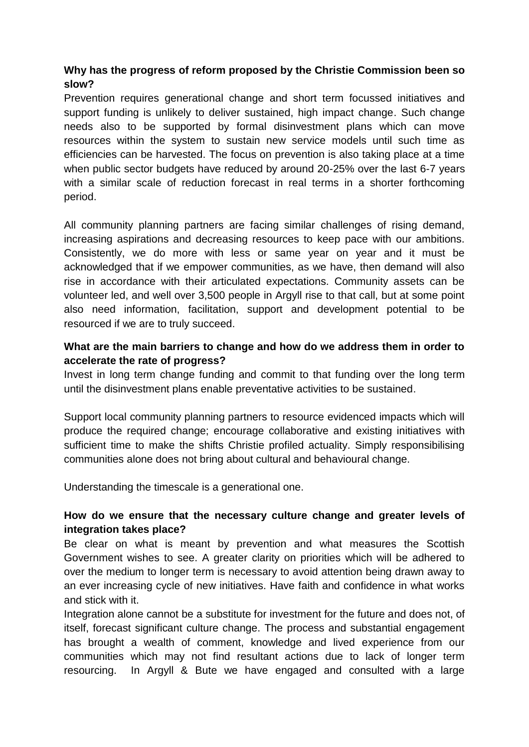**Why has the progress of reform proposed by the Christie Commission been so slow?**

Prevention requires generational change and short term focussed initiatives and support funding is unlikely to deliver sustained, high impact change. Such change needs also to be supported by formal disinvestment plans which can move resources within the system to sustain new service models until such time as efficiencies can be harvested. The focus on prevention is also taking place at a time when public sector budgets have reduced by around 20-25% over the last 6-7 years with a similar scale of reduction forecast in real terms in a shorter forthcoming period.

All community planning partners are facing similar challenges of rising demand, increasing aspirations and decreasing resources to keep pace with our ambitions. Consistently, we do more with less or same year on year and it must be acknowledged that if we empower communities, as we have, then demand will also rise in accordance with their articulated expectations. Community assets can be volunteer led, and well over 3,500 people in Argyll rise to that call, but at some point also need information, facilitation, support and development potential to be resourced if we are to truly succeed.

**What are the main barriers to change and how do we address them in order to accelerate the rate of progress?**

Invest in long term change funding and commit to that funding over the long term until the disinvestment plans enable preventative activities to be sustained.

Support local community planning partners to resource evidenced impacts which will produce the required change; encourage collaborative and existing initiatives with sufficient time to make the shifts Christie profiled actuality. Simply responsibilising communities alone does not bring about cultural and behavioural change.

Understanding the timescale is a generational one.

**How do we ensure that the necessary culture change and greater levels of integration takes place?**

Be clear on what is meant by prevention and what measures the Scottish Government wishes to see. A greater clarity on priorities which will be adhered to over the medium to longer term is necessary to avoid attention being drawn away to an ever increasing cycle of new initiatives. Have faith and confidence in what works and stick with it.

Integration alone cannot be a substitute for investment for the future and does not, of itself, forecast significant culture change. The process and substantial engagement has brought a wealth of comment, knowledge and lived experience from our communities which may not find resultant actions due to lack of longer term resourcing. In Argyll & Bute we have engaged and consulted with a large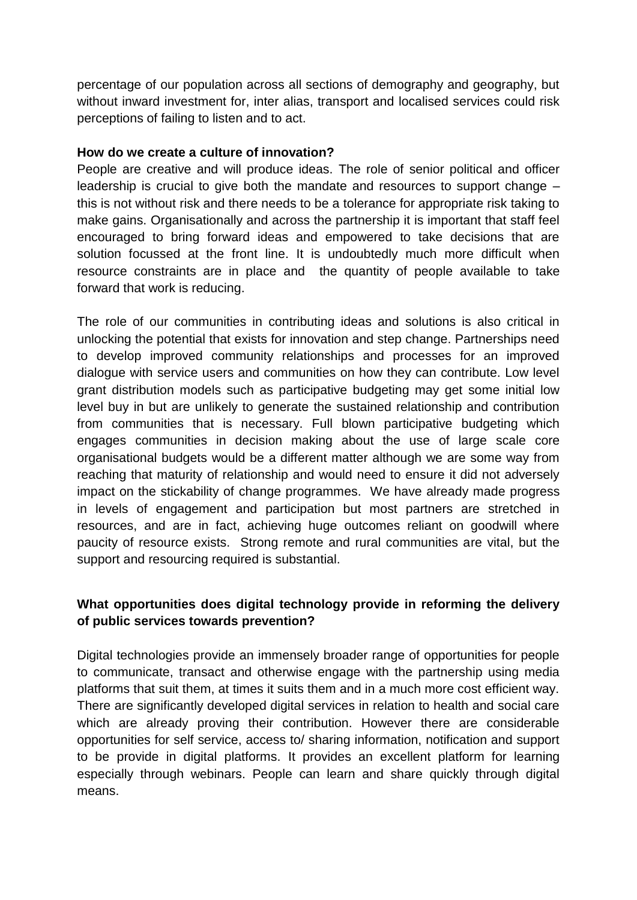percentage of our population across all sections of demography and geography, but without inward investment for, inter alias, transport and localised services could risk perceptions of failing to listen and to act.

**How do we create a culture of innovation?**

People are creative and will produce ideas. The role of senior political and officer leadership is crucial to give both the mandate and resources to support change – this is not without risk and there needs to be a tolerance for appropriate risk taking to make gains. Organisationally and across the partnership it is important that staff feel encouraged to bring forward ideas and empowered to take decisions that are solution focussed at the front line. It is undoubtedly much more difficult when resource constraints are in place and the quantity of people available to take forward that work is reducing.

The role of our communities in contributing ideas and solutions is also critical in unlocking the potential that exists for innovation and step change. Partnerships need to develop improved community relationships and processes for an improved dialogue with service users and communities on how they can contribute. Low level grant distribution models such as participative budgeting may get some initial low level buy in but are unlikely to generate the sustained relationship and contribution from communities that is necessary. Full blown participative budgeting which engages communities in decision making about the use of large scale core organisational budgets would be a different matter although we are some way from reaching that maturity of relationship and would need to ensure it did not adversely impact on the stickability of change programmes. We have already made progress in levels of engagement and participation but most partners are stretched in resources, and are in fact, achieving huge outcomes reliant on goodwill where paucity of resource exists. Strong remote and rural communities are vital, but the support and resourcing required is substantial.

**What opportunities does digital technology provide in reforming the delivery of public services towards prevention?**

Digital technologies provide an immensely broader range of opportunities for people to communicate, transact and otherwise engage with the partnership using media platforms that suit them, at times it suits them and in a much more cost efficient way. There are significantly developed digital services in relation to health and social care which are already proving their contribution. However there are considerable opportunities for self service, access to/ sharing information, notification and support to be provide in digital platforms. It provides an excellent platform for learning especially through webinars. People can learn and share quickly through digital means.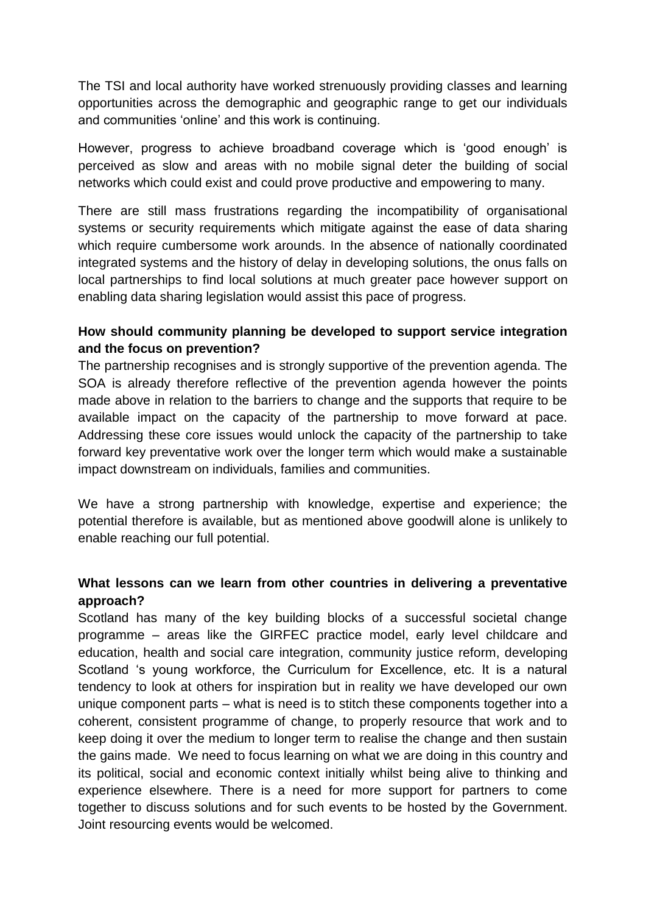The TSI and local authority have worked strenuously providing classes and learning opportunities across the demographic and geographic range to get our individuals and communities 'online' and this work is continuing.

However, progress to achieve broadband coverage which is 'good enough' is perceived as slow and areas with no mobile signal deter the building of social networks which could exist and could prove productive and empowering to many.

There are still mass frustrations regarding the incompatibility of organisational systems or security requirements which mitigate against the ease of data sharing which require cumbersome work arounds. In the absence of nationally coordinated integrated systems and the history of delay in developing solutions, the onus falls on local partnerships to find local solutions at much greater pace however support on enabling data sharing legislation would assist this pace of progress.

**How should community planning be developed to support service integration and the focus on prevention?**

The partnership recognises and is strongly supportive of the prevention agenda. The SOA is already therefore reflective of the prevention agenda however the points made above in relation to the barriers to change and the supports that require to be available impact on the capacity of the partnership to move forward at pace. Addressing these core issues would unlock the capacity of the partnership to take forward key preventative work over the longer term which would make a sustainable impact downstream on individuals, families and communities.

We have a strong partnership with knowledge, expertise and experience; the potential therefore is available, but as mentioned above goodwill alone is unlikely to enable reaching our full potential.

**What lessons can we learn from other countries in delivering a preventative approach?**

Scotland has many of the key building blocks of a successful societal change programme – areas like the GIRFEC practice model, early level childcare and education, health and social care integration, community justice reform, developing Scotland 's young workforce, the Curriculum for Excellence, etc. It is a natural tendency to look at others for inspiration but in reality we have developed our own unique component parts – what is need is to stitch these components together into a coherent, consistent programme of change, to properly resource that work and to keep doing it over the medium to longer term to realise the change and then sustain the gains made. We need to focus learning on what we are doing in this country and its political, social and economic context initially whilst being alive to thinking and experience elsewhere. There is a need for more support for partners to come together to discuss solutions and for such events to be hosted by the Government. Joint resourcing events would be welcomed.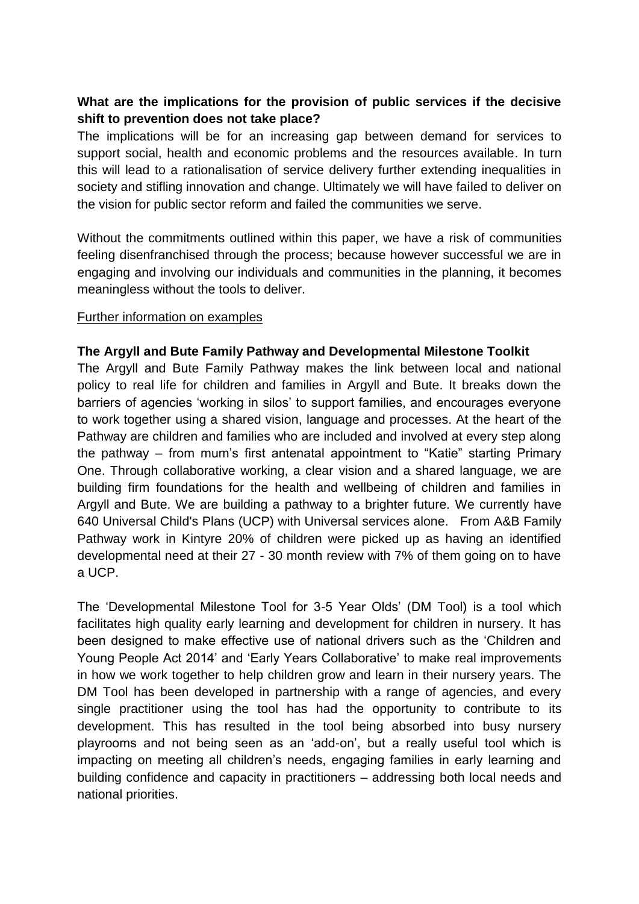**What are the implications for the provision of public services if the decisive shift to prevention does not take place?**

The implications will be for an increasing gap between demand for services to support social, health and economic problems and the resources available. In turn this will lead to a rationalisation of service delivery further extending inequalities in society and stifling innovation and change. Ultimately we will have failed to deliver on the vision for public sector reform and failed the communities we serve.

Without the commitments outlined within this paper, we have a risk of communities feeling disenfranchised through the process; because however successful we are in engaging and involving our individuals and communities in the planning, it becomes meaningless without the tools to deliver.

<u>Further information on examples</u>

**The Argyll and Bute Family Pathway and Developmental Milestone Toolkit**

The Argyll and Bute Family Pathway makes the link between local and national policy to real life for children and families in Argyll and Bute. It breaks down the barriers of agencies 'working in silos' to support families, and encourages everyone to work together using a shared vision, language and processes. At the heart of the Pathway are children and families who are included and involved at every step along the pathway – from mum's first antenatal appointment to "Katie" starting Primary One. Through collaborative working, a clear vision and a shared language, we are building firm foundations for the health and wellbeing of children and families in Argyll and Bute. We are building a pathway to a brighter future. We currently have 640 Universal Child's Plans (UCP) with Universal services alone. From A&B Family Pathway work in Kintyre 20% of children were picked up as having an identified developmental need at their 27 - 30 month review with 7% of them going on to have a UCP.

The 'Developmental Milestone Tool for 3-5 Year Olds' (DM Tool) is a tool which facilitates high quality early learning and development for children in nursery. It has been designed to make effective use of national drivers such as the 'Children and Young People Act 2014' and 'Early Years Collaborative' to make real improvements in how we work together to help children grow and learn in their nursery years. The DM Tool has been developed in partnership with a range of agencies, and every single practitioner using the tool has had the opportunity to contribute to its development. This has resulted in the tool being absorbed into busy nursery playrooms and not being seen as an 'add-on', but a really useful tool which is impacting on meeting all children's needs, engaging families in early learning and building confidence and capacity in practitioners – addressing both local needs and national priorities.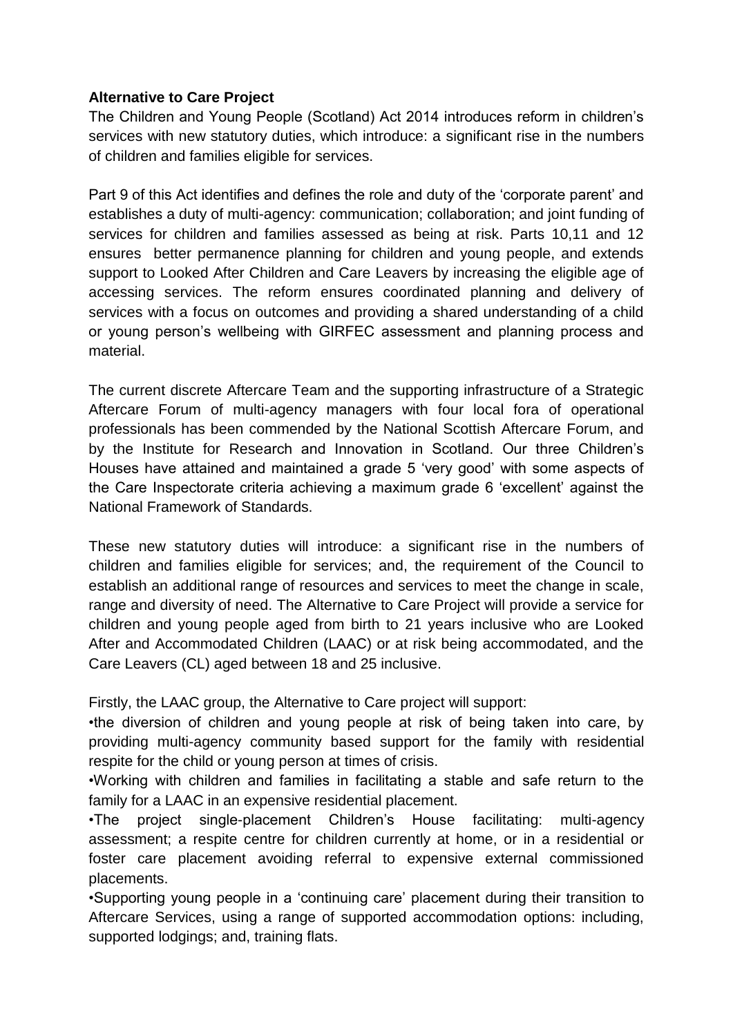**Alternative to Care Project**

The Children and Young People (Scotland) Act 2014 introduces reform in children's services with new statutory duties, which introduce: a significant rise in the numbers of children and families eligible for services.

Part 9 of this Act identifies and defines the role and duty of the 'corporate parent' and establishes a duty of multi-agency: communication; collaboration; and joint funding of services for children and families assessed as being at risk. Parts 10,11 and 12 ensures better permanence planning for children and young people, and extends support to Looked After Children and Care Leavers by increasing the eligible age of accessing services. The reform ensures coordinated planning and delivery of services with a focus on outcomes and providing a shared understanding of a child or young person's wellbeing with GIRFEC assessment and planning process and material.

The current discrete Aftercare Team and the supporting infrastructure of a Strategic Aftercare Forum of multi-agency managers with four local fora of operational professionals has been commended by the National Scottish Aftercare Forum, and by the Institute for Research and Innovation in Scotland. Our three Children's Houses have attained and maintained a grade 5 'very good' with some aspects of the Care Inspectorate criteria achieving a maximum grade 6 'excellent' against the National Framework of Standards.

These new statutory duties will introduce: a significant rise in the numbers of children and families eligible for services; and, the requirement of the Council to establish an additional range of resources and services to meet the change in scale, range and diversity of need. The Alternative to Care Project will provide a service for children and young people aged from birth to 21 years inclusive who are Looked After and Accommodated Children (LAAC) or at risk being accommodated, and the Care Leavers (CL) aged between 18 and 25 inclusive.

Firstly, the LAAC group, the Alternative to Care project will support:

•the diversion of children and young people at risk of being taken into care, by providing multi-agency community based support for the family with residential respite for the child or young person at times of crisis.

•Working with children and families in facilitating a stable and safe return to the family for a LAAC in an expensive residential placement.

•The project single-placement Children's House facilitating: multi-agency assessment; a respite centre for children currently at home, or in a residential or foster care placement avoiding referral to expensive external commissioned placements.

•Supporting young people in a 'continuing care' placement during their transition to Aftercare Services, using a range of supported accommodation options: including, supported lodgings; and, training flats.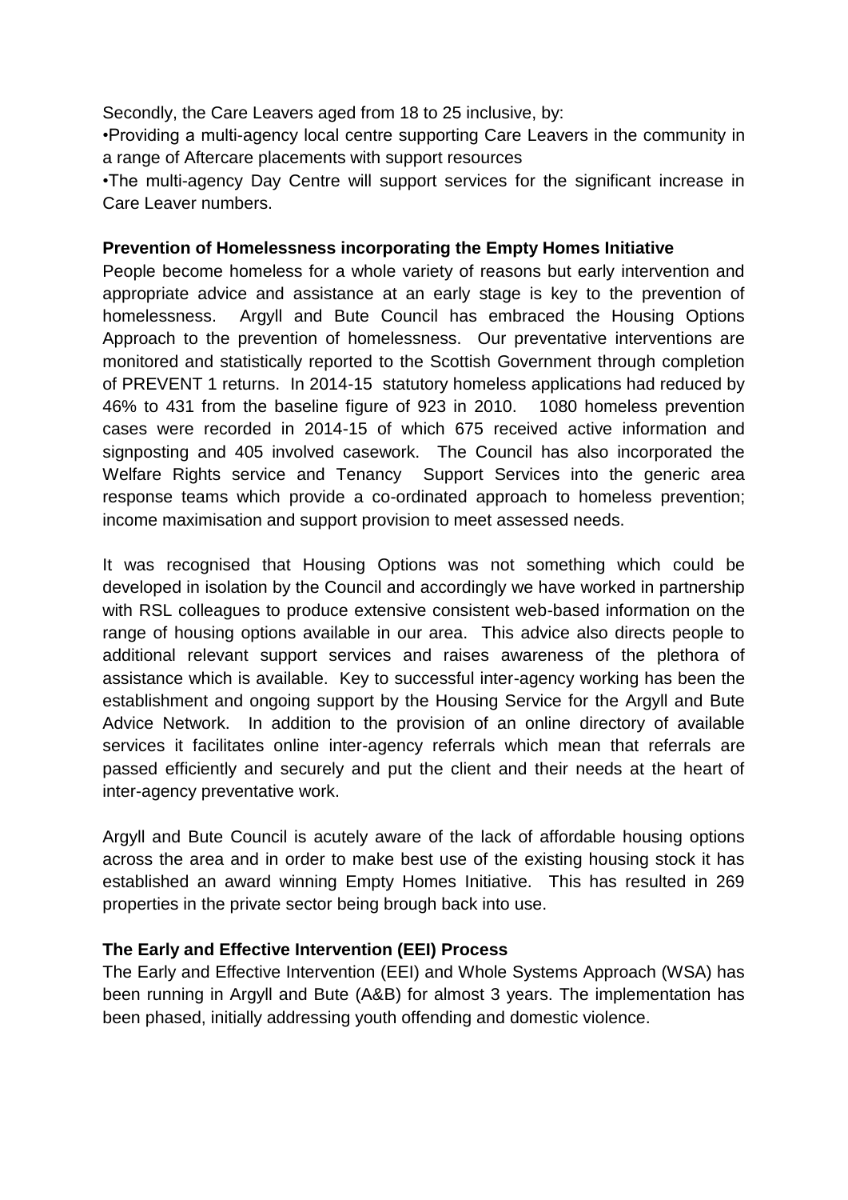Secondly, the Care Leavers aged from 18 to 25 inclusive, by:

- •Providing a multi-agency local centre supporting Care Leavers in the community in a range of Aftercare placements with support resources
- •The multi-agency Day Centre will support services for the significant increase in Care Leaver numbers.

**Prevention of Homelessness incorporating the Empty Homes Initiative**

People become homeless for a whole variety of reasons but early intervention and appropriate advice and assistance at an early stage is key to the prevention of homelessness. Argyll and Bute Council has embraced the Housing Options Approach to the prevention of homelessness. Our preventative interventions are monitored and statistically reported to the Scottish Government through completion of PREVENT 1 returns. In 2014-15 statutory homeless applications had reduced by 46% to 431 from the baseline figure of 923 in 2010. 1080 homeless prevention cases were recorded in 2014-15 of which 675 received active information and signposting and 405 involved casework. The Council has also incorporated the Welfare Rights service and Tenancy Support Services into the generic area response teams which provide a co-ordinated approach to homeless prevention; income maximisation and support provision to meet assessed needs.

It was recognised that Housing Options was not something which could be developed in isolation by the Council and accordingly we have worked in partnership with RSL colleagues to produce extensive consistent web-based information on the range of housing options available in our area. This advice also directs people to additional relevant support services and raises awareness of the plethora of assistance which is available. Key to successful inter-agency working has been the establishment and ongoing support by the Housing Service for the Argyll and Bute Advice Network. In addition to the provision of an online directory of available services it facilitates online inter-agency referrals which mean that referrals are passed efficiently and securely and put the client and their needs at the heart of inter-agency preventative work.

Argyll and Bute Council is acutely aware of the lack of affordable housing options across the area and in order to make best use of the existing housing stock it has established an award winning Empty Homes Initiative. This has resulted in 269 properties in the private sector being brough back into use.

**The Early and Effective Intervention (EEI) Process**

The Early and Effective Intervention (EEI) and Whole Systems Approach (WSA) has been running in Argyll and Bute (A&B) for almost 3 years. The implementation has been phased, initially addressing youth offending and domestic violence.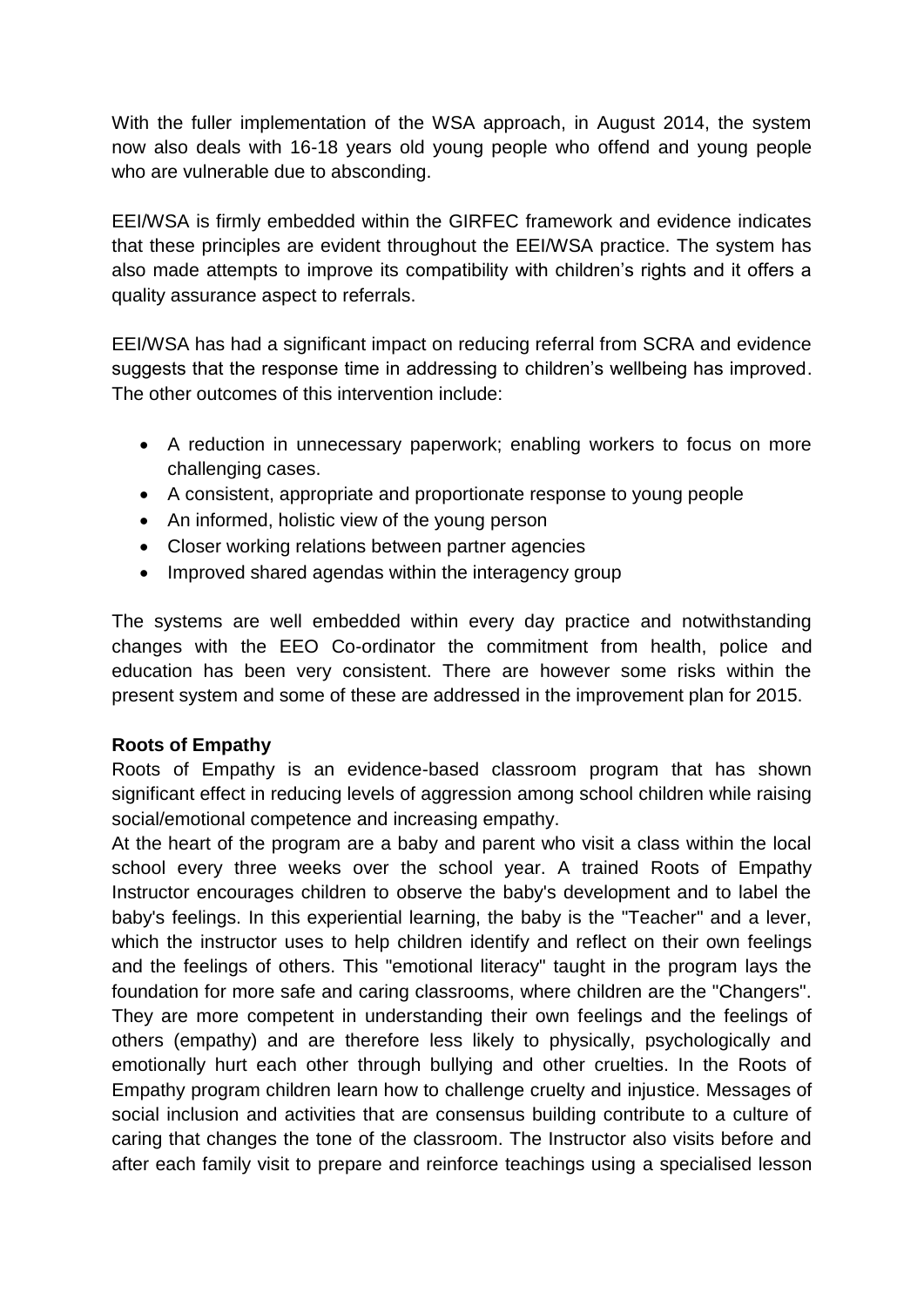With the fuller implementation of the WSA approach, in August 2014, the system now also deals with 16-18 years old young people who offend and young people who are vulnerable due to absconding.

EEI/WSA is firmly embedded within the GIRFEC framework and evidence indicates that these principles are evident throughout the EEI/WSA practice. The system has also made attempts to improve its compatibility with children's rights and it offers a quality assurance aspect to referrals.

EEI/WSA has had a significant impact on reducing referral from SCRA and evidence suggests that the response time in addressing to children's wellbeing has improved. The other outcomes of this intervention include:

- A reduction in unnecessary paperwork; enabling workers to focus on more challenging cases.
- A consistent, appropriate and proportionate response to young people
- An informed, holistic view of the young person
- Closer working relations between partner agencies
- Improved shared agendas within the interagency group

The systems are well embedded within every day practice and notwithstanding changes with the EEO Co-ordinator the commitment from health, police and education has been very consistent. There are however some risks within the present system and some of these are addressed in the improvement plan for 2015.

**Roots of Empathy**

Roots of Empathy is an evidence-based classroom program that has shown significant effect in reducing levels of aggression among school children while raising social/emotional competence and increasing empathy.

At the heart of the program are a baby and parent who visit a class within the local school every three weeks over the school year. A trained Roots of Empathy Instructor encourages children to observe the baby's development and to label the baby's feelings. In this experiential learning, the baby is the "Teacher" and a lever, which the instructor uses to help children identify and reflect on their own feelings and the feelings of others. This "emotional literacy" taught in the program lays the foundation for more safe and caring classrooms, where children are the "Changers". They are more competent in understanding their own feelings and the feelings of others (empathy) and are therefore less likely to physically, psychologically and emotionally hurt each other through bullying and other cruelties. In the Roots of Empathy program children learn how to challenge cruelty and injustice. Messages of social inclusion and activities that are consensus building contribute to a culture of caring that changes the tone of the classroom. The Instructor also visits before and after each family visit to prepare and reinforce teachings using a specialised lesson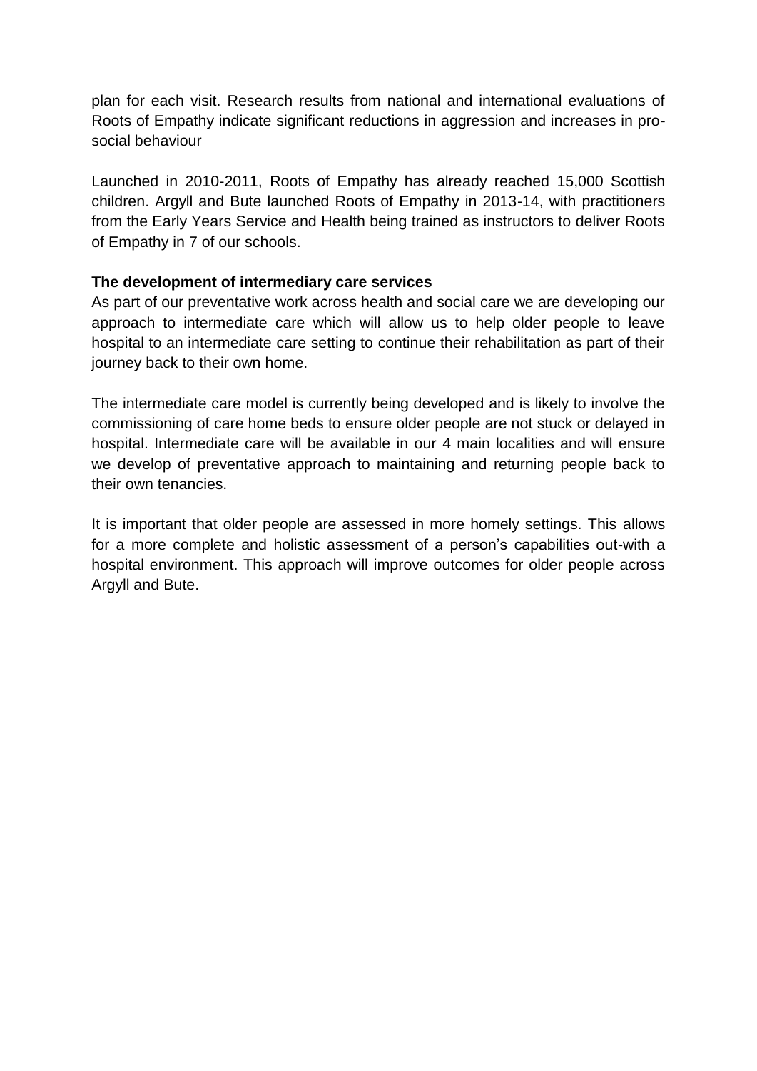plan for each visit. Research results from national and international evaluations of Roots of Empathy indicate significant reductions in aggression and increases in pro-social behaviour

Launched in 2010-2011, Roots of Empathy has already reached 15,000 Scottish children. Argyll and Bute launched Roots of Empathy in 2013-14, with practitioners from the Early Years Service and Health being trained as instructors to deliver Roots of Empathy in 7 of our schools.

**The development of intermediary care services**

As part of our preventative work across health and social care we are developing our approach to intermediate care which will allow us to help older people to leave hospital to an intermediate care setting to continue their rehabilitation as part of their journey back to their own home.

The intermediate care model is currently being developed and is likely to involve the commissioning of care home beds to ensure older people are not stuck or delayed in hospital. Intermediate care will be available in our 4 main localities and will ensure we develop of preventative approach to maintaining and returning people back to their own tenancies.

It is important that older people are assessed in more homely settings. This allows for a more complete and holistic assessment of a person's capabilities out-with a hospital environment. This approach will improve outcomes for older people across Argyll and Bute.